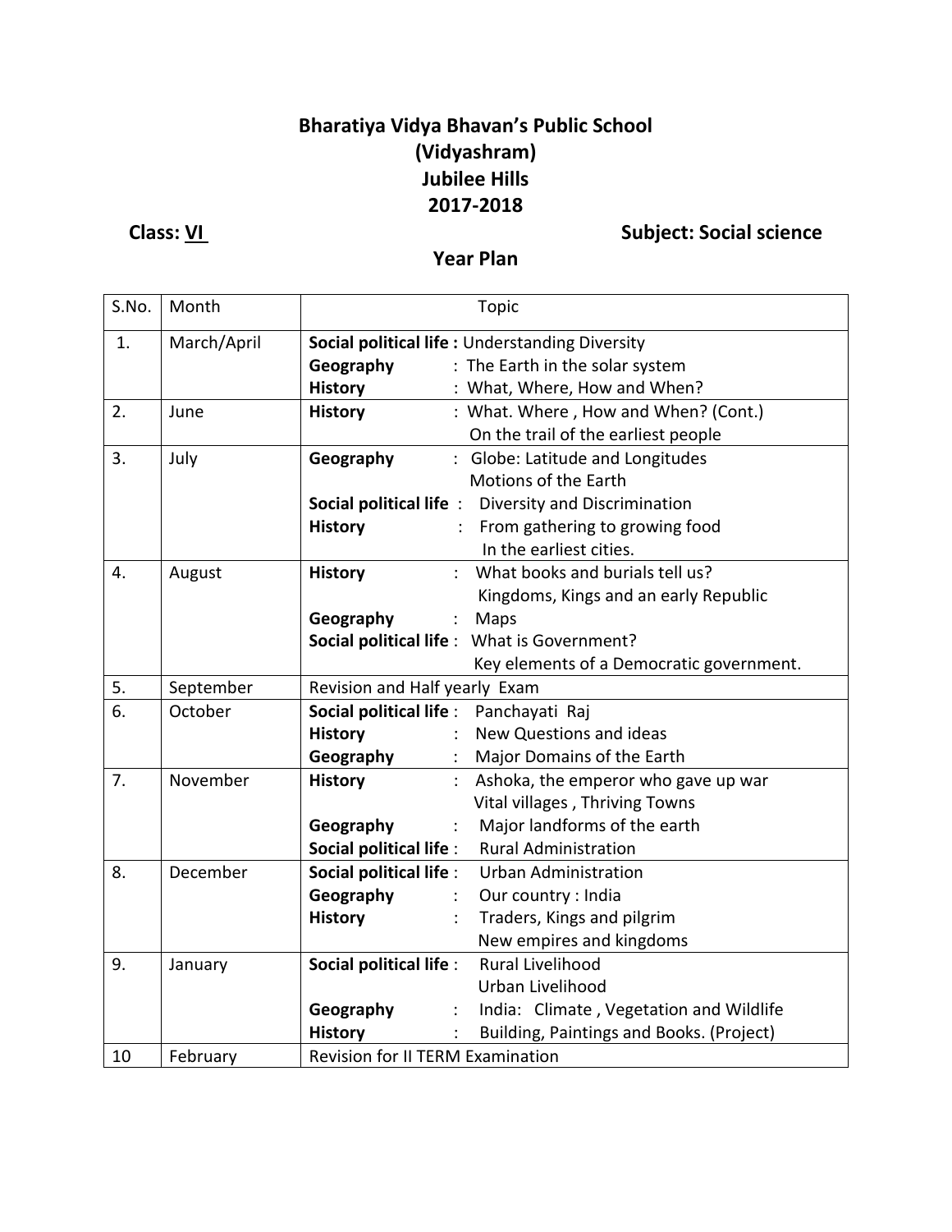# Bharatiya Vidya Bhavan's Public School
## (Vidyashram)
## Jubilee Hills
## 2017-2018

**Class: VI** **Subject: Social science**

### Year Plan

| S.No. | Month | Topic |
|---|---|---|
| 1. | March/April | **Social political life :** Understanding Diversity<br>**Geography** : The Earth in the solar system<br>**History** : What, Where, How and When? |
| 2. | June | **History** : What. Where , How and When? (Cont.)<br>On the trail of the earliest people |
| 3. | July | **Geography** : Globe: Latitude and Longitudes<br>Motions of the Earth<br>**Social political life** : Diversity and Discrimination<br>**History** : From gathering to growing food<br>In the earliest cities. |
| 4. | August | **History** : What books and burials tell us?<br>Kingdoms, Kings and an early Republic<br>**Geography** : Maps<br>**Social political life** : What is Government?<br>Key elements of a Democratic government. |
| 5. | September | Revision and Half yearly Exam |
| 6. | October | **Social political life** : Panchayati Raj<br>**History** : New Questions and ideas<br>**Geography** : Major Domains of the Earth |
| 7. | November | **History** : Ashoka, the emperor who gave up war<br>Vital villages , Thriving Towns<br>**Geography** : Major landforms of the earth<br>**Social political life** : Rural Administration |
| 8. | December | **Social political life** : Urban Administration<br>**Geography** : Our country : India<br>**History** : Traders, Kings and pilgrim<br>New empires and kingdoms |
| 9. | January | **Social political life** : Rural Livelihood<br>Urban Livelihood<br>**Geography** : India: Climate , Vegetation and Wildlife<br>**History** : Building, Paintings and Books. (Project) |
| 10 | February | Revision for II TERM Examination |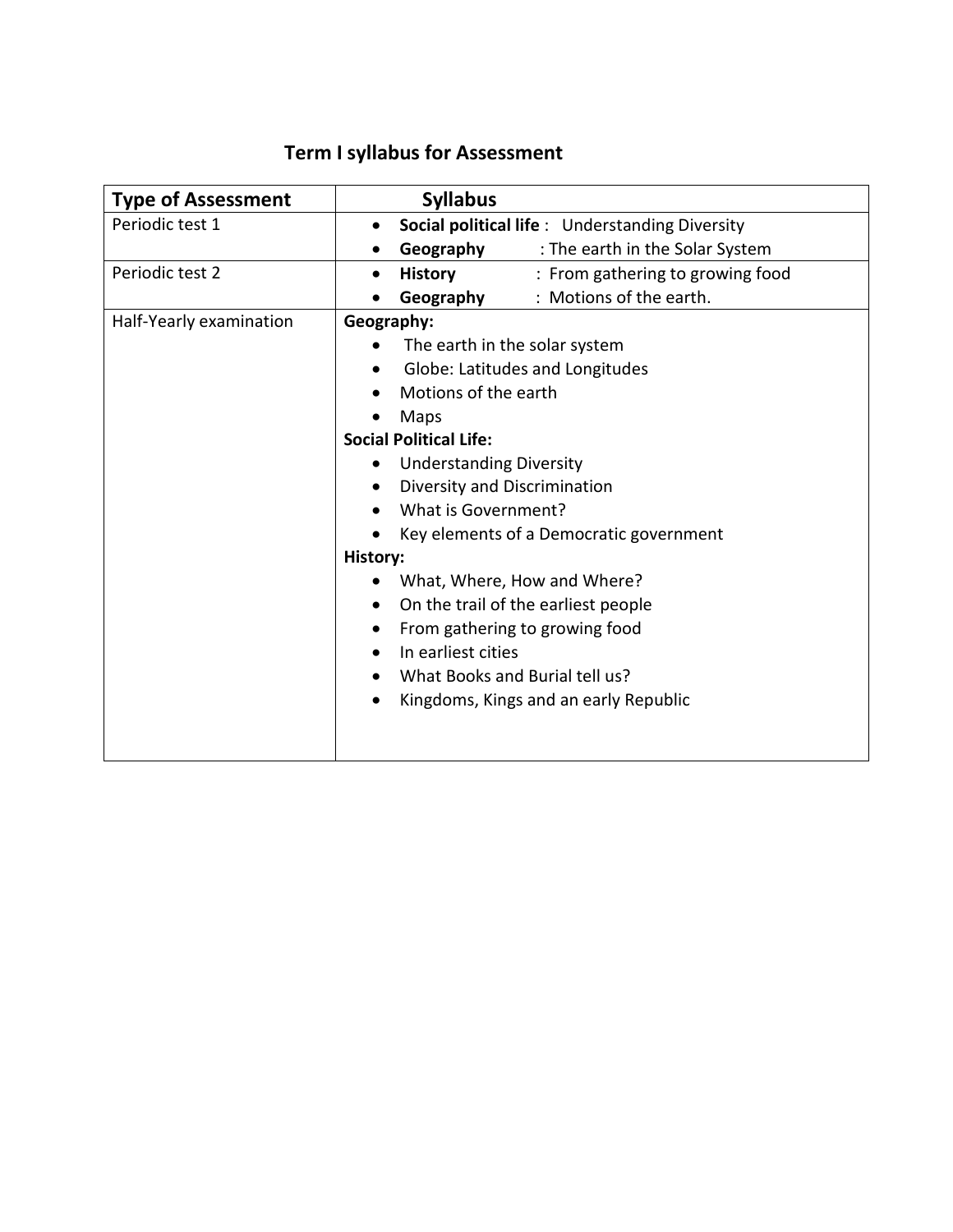## Term I syllabus for Assessment

| Type of Assessment | Syllabus |
|---|---|
| Periodic test 1 | • **Social political life** : Understanding Diversity<br>• **Geography** : The earth in the Solar System |
| Periodic test 2 | • **History** : From gathering to growing food<br>• **Geography** : Motions of the earth. |
| Half-Yearly examination | **Geography:**<br>• The earth in the solar system<br>• Globe: Latitudes and Longitudes<br>• Motions of the earth<br>• Maps<br>**Social Political Life:**<br>• Understanding Diversity<br>• Diversity and Discrimination<br>• What is Government?<br>• Key elements of a Democratic government<br>**History:**<br>• What, Where, How and Where?<br>• On the trail of the earliest people<br>• From gathering to growing food<br>• In earliest cities<br>• What Books and Burial tell us?<br>• Kingdoms, Kings and an early Republic |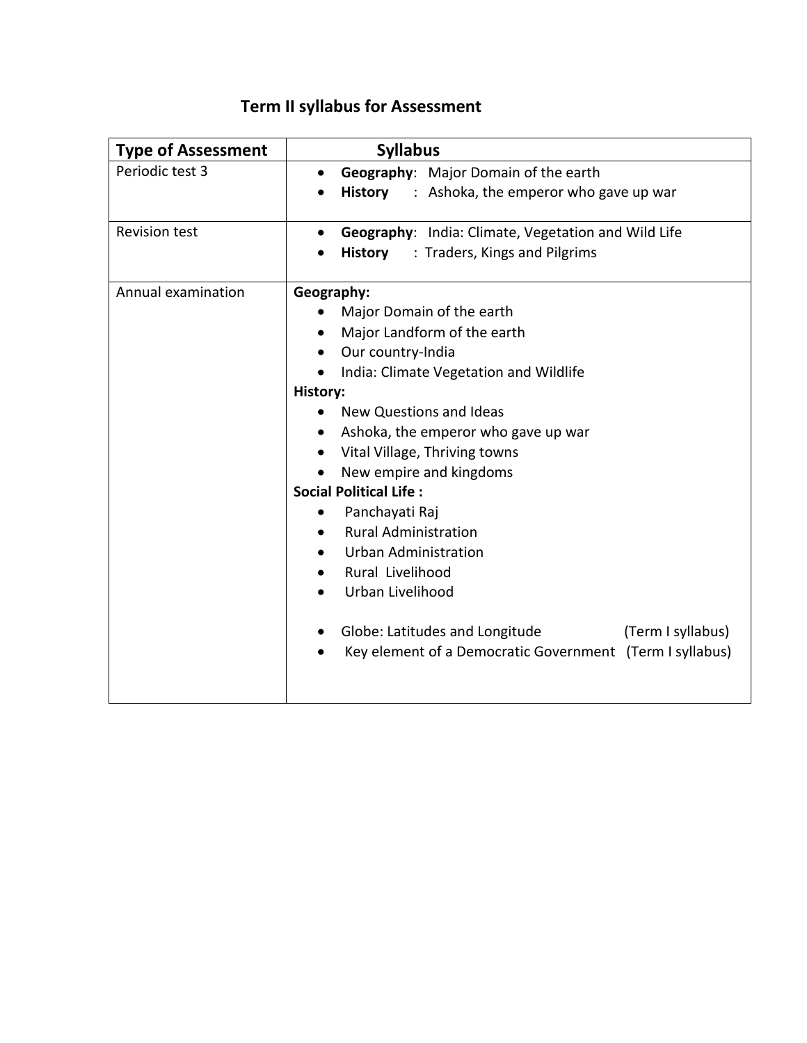## Term II syllabus for Assessment

| Type of Assessment | Syllabus |
|---|---|
| Periodic test 3 | • **Geography**: Major Domain of the earth<br>• **History** : Ashoka, the emperor who gave up war |
| Revision test | • **Geography**: India: Climate, Vegetation and Wild Life<br>• **History** : Traders, Kings and Pilgrims |
| Annual examination | **Geography:**<br>• Major Domain of the earth<br>• Major Landform of the earth<br>• Our country-India<br>• India: Climate Vegetation and Wildlife<br>**History:**<br>• New Questions and Ideas<br>• Ashoka, the emperor who gave up war<br>• Vital Village, Thriving towns<br>• New empire and kingdoms<br>**Social Political Life :**<br>• Panchayati Raj<br>• Rural Administration<br>• Urban Administration<br>• Rural Livelihood<br>• Urban Livelihood<br><br>• Globe: Latitudes and Longitude (Term I syllabus)<br>• Key element of a Democratic Government (Term I syllabus) |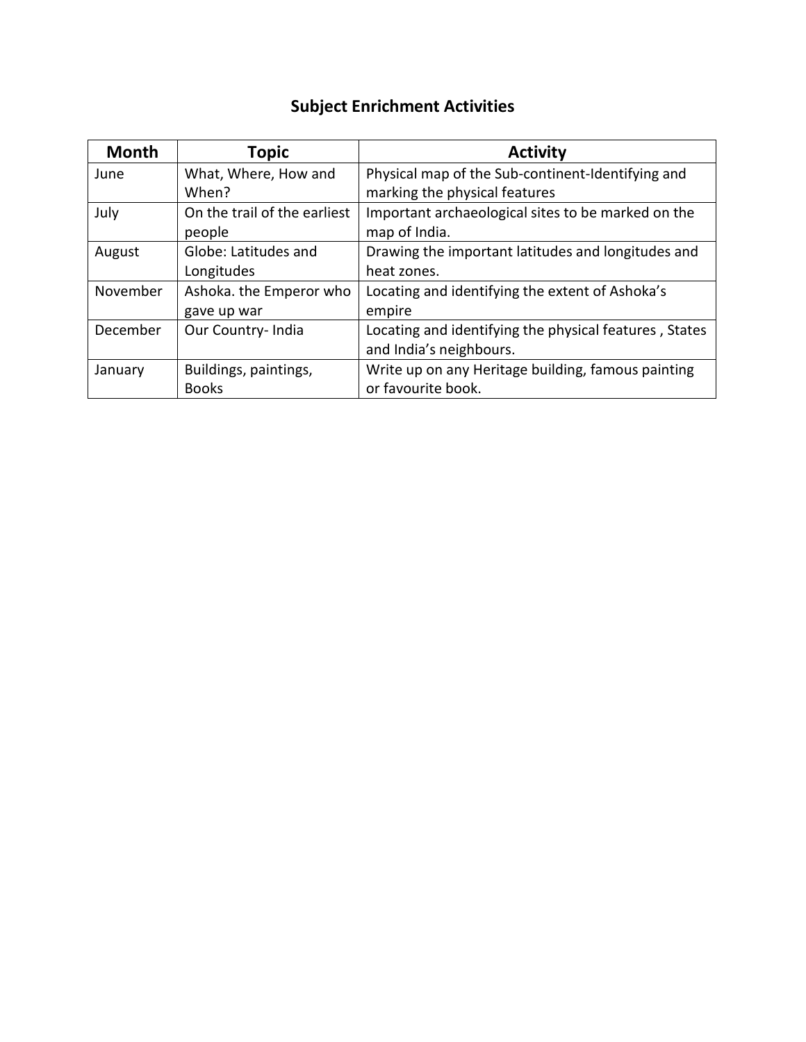## Subject Enrichment Activities

| Month | Topic | Activity |
| --- | --- | --- |
| June | What, Where, How and When? | Physical map of the Sub-continent-Identifying and marking the physical features |
| July | On the trail of the earliest people | Important archaeological sites to be marked on the map of India. |
| August | Globe: Latitudes and Longitudes | Drawing the important latitudes and longitudes and heat zones. |
| November | Ashoka. the Emperor who gave up war | Locating and identifying the extent of Ashoka's empire |
| December | Our Country- India | Locating and identifying the physical features , States and India's neighbours. |
| January | Buildings, paintings, Books | Write up on any Heritage building, famous painting or favourite book. |